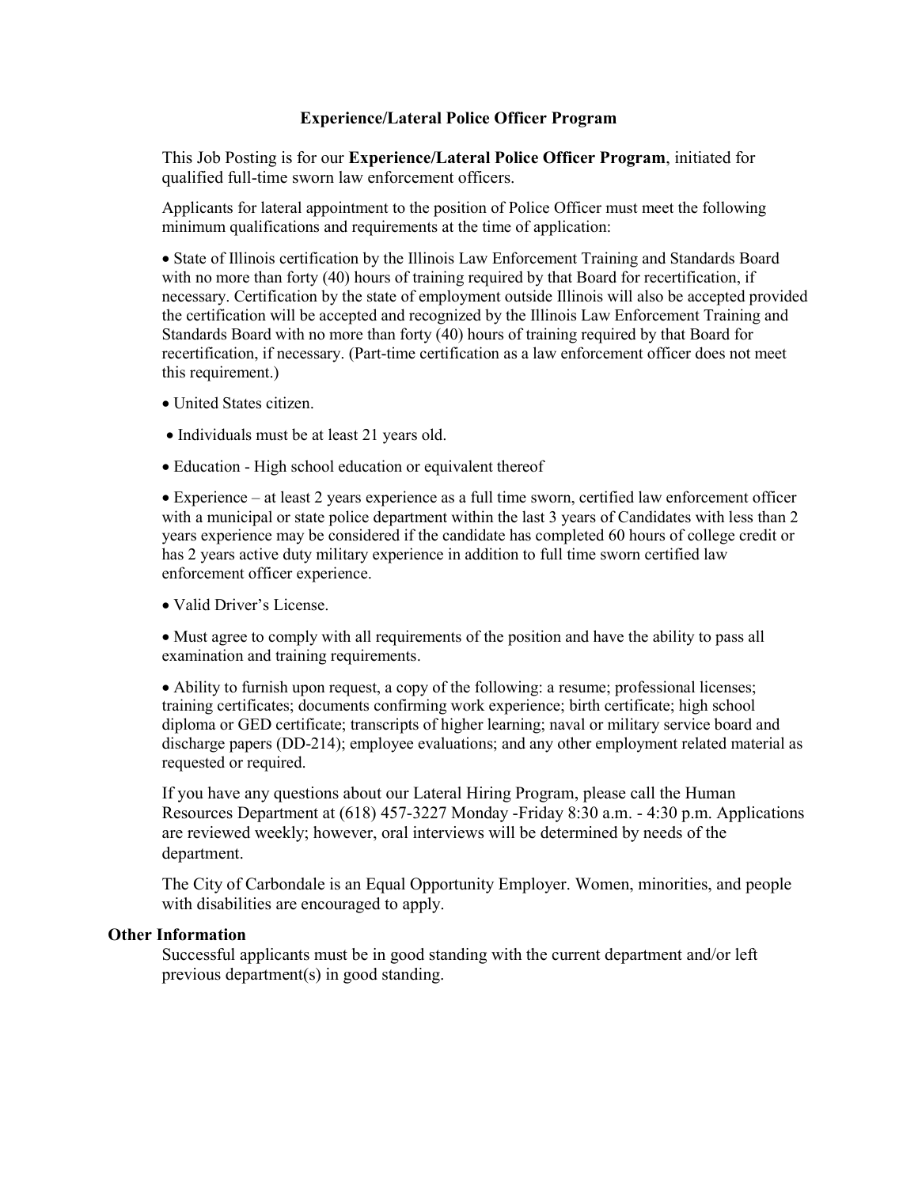# Experience/Lateral Police Officer Program

This Job Posting is for our **Experience/Lateral Police Officer Program**, initiated for qualified full-time sworn law enforcement officers.

Applicants for lateral appointment to the position of Police Officer must meet the following minimum qualifications and requirements at the time of application:

- State of Illinois certification by the Illinois Law Enforcement Training and Standards Board with no more than forty (40) hours of training required by that Board for recertification, if necessary. Certification by the state of employment outside Illinois will also be accepted provided the certification will be accepted and recognized by the Illinois Law Enforcement Training and Standards Board with no more than forty (40) hours of training required by that Board for recertification, if necessary. (Part-time certification as a law enforcement officer does not meet this requirement.)
- United States citizen.
- Individuals must be at least 21 years old.
- Education - High school education or equivalent thereof
- Experience – at least 2 years experience as a full time sworn, certified law enforcement officer with a municipal or state police department within the last 3 years of Candidates with less than 2 years experience may be considered if the candidate has completed 60 hours of college credit or has 2 years active duty military experience in addition to full time sworn certified law enforcement officer experience.
- Valid Driver's License.
- Must agree to comply with all requirements of the position and have the ability to pass all examination and training requirements.
- Ability to furnish upon request, a copy of the following: a resume; professional licenses; training certificates; documents confirming work experience; birth certificate; high school diploma or GED certificate; transcripts of higher learning; naval or military service board and discharge papers (DD-214); employee evaluations; and any other employment related material as requested or required.

If you have any questions about our Lateral Hiring Program, please call the Human Resources Department at (618) 457-3227 Monday -Friday 8:30 a.m. - 4:30 p.m. Applications are reviewed weekly; however, oral interviews will be determined by needs of the department.

The City of Carbondale is an Equal Opportunity Employer. Women, minorities, and people with disabilities are encouraged to apply.

## Other Information

Successful applicants must be in good standing with the current department and/or left previous department(s) in good standing.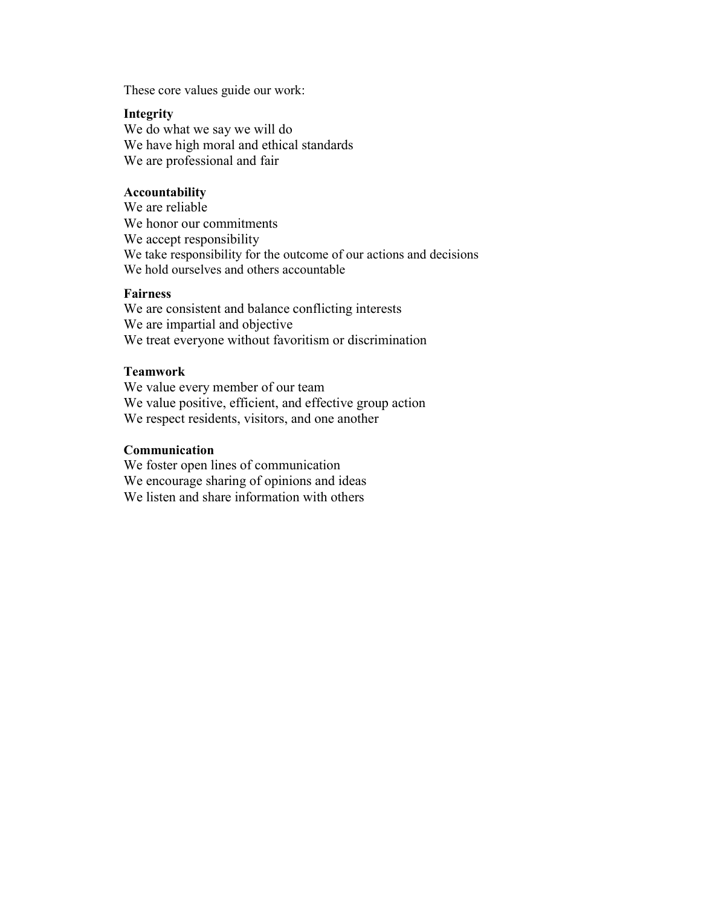These core values guide our work:

**Integrity**
We do what we say we will do
We have high moral and ethical standards
We are professional and fair

**Accountability**
We are reliable
We honor our commitments
We accept responsibility
We take responsibility for the outcome of our actions and decisions
We hold ourselves and others accountable

**Fairness**
We are consistent and balance conflicting interests
We are impartial and objective
We treat everyone without favoritism or discrimination

**Teamwork**
We value every member of our team
We value positive, efficient, and effective group action
We respect residents, visitors, and one another

**Communication**
We foster open lines of communication
We encourage sharing of opinions and ideas
We listen and share information with others